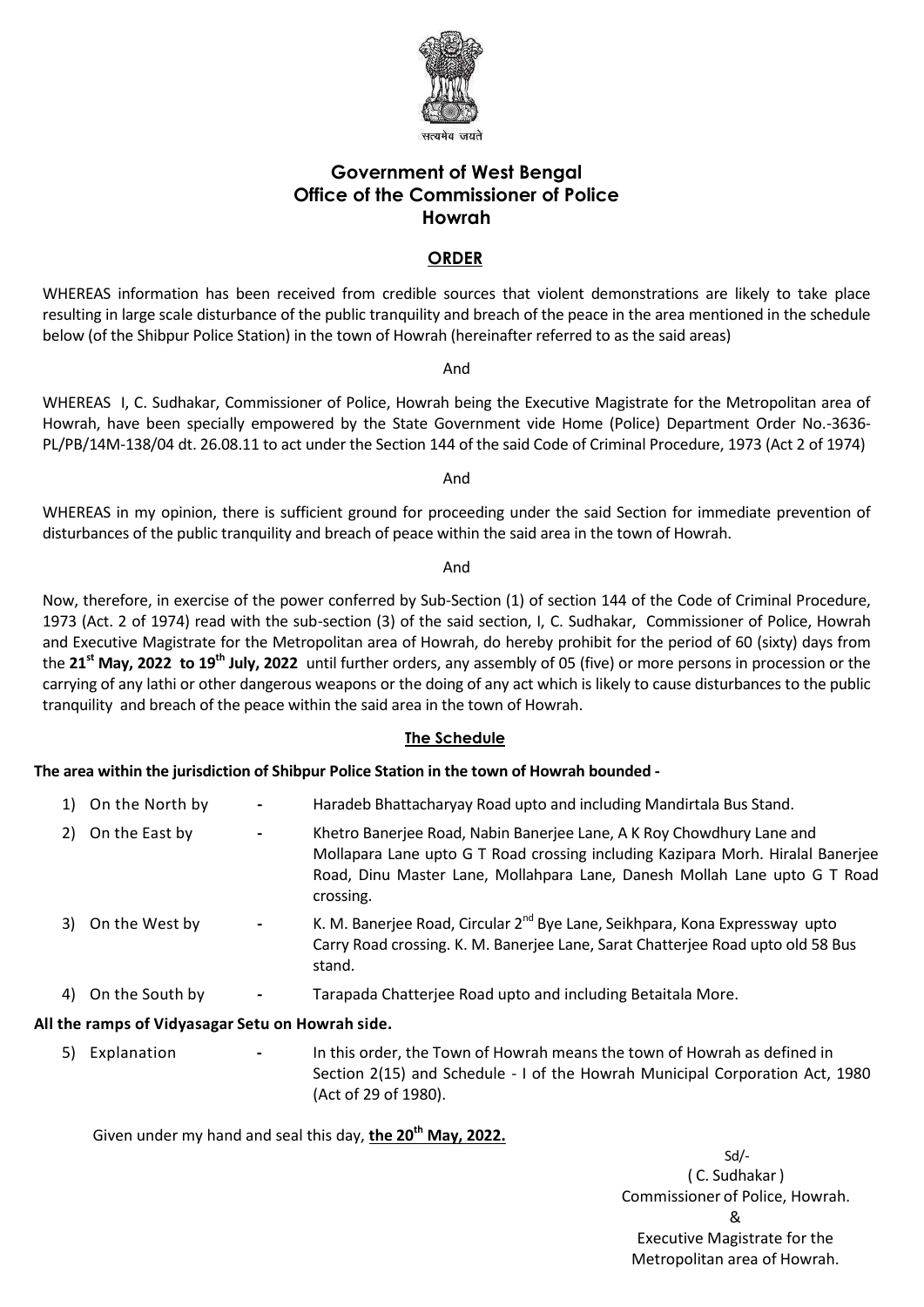सत्यमेव जयते

# Government of West Bengal
# Office of the Commissioner of Police
# Howrah

## ORDER

WHEREAS information has been received from credible sources that violent demonstrations are likely to take place resulting in large scale disturbance of the public tranquility and breach of the peace in the area mentioned in the schedule below (of the Shibpur Police Station) in the town of Howrah (hereinafter referred to as the said areas)

And

WHEREAS I, C. Sudhakar, Commissioner of Police, Howrah being the Executive Magistrate for the Metropolitan area of Howrah, have been specially empowered by the State Government vide Home (Police) Department Order No.-3636-PL/PB/14M-138/04 dt. 26.08.11 to act under the Section 144 of the said Code of Criminal Procedure, 1973 (Act 2 of 1974)

And

WHEREAS in my opinion, there is sufficient ground for proceeding under the said Section for immediate prevention of disturbances of the public tranquility and breach of peace within the said area in the town of Howrah.

And

Now, therefore, in exercise of the power conferred by Sub-Section (1) of section 144 of the Code of Criminal Procedure, 1973 (Act. 2 of 1974) read with the sub-section (3) of the said section, I, C. Sudhakar, Commissioner of Police, Howrah and Executive Magistrate for the Metropolitan area of Howrah, do hereby prohibit for the period of 60 (sixty) days from the **21st May, 2022 to 19th July, 2022** until further orders, any assembly of 05 (five) or more persons in procession or the carrying of any lathi or other dangerous weapons or the doing of any act which is likely to cause disturbances to the public tranquility and breach of the peace within the said area in the town of Howrah.

### The Schedule

**The area within the jurisdiction of Shibpur Police Station in the town of Howrah bounded -**

1) On the North by - Haradeb Bhattacharyay Road upto and including Mandirtala Bus Stand.
2) On the East by - Khetro Banerjee Road, Nabin Banerjee Lane, A K Roy Chowdhury Lane and Mollapara Lane upto G T Road crossing including Kazipara Morh. Hiralal Banerjee Road, Dinu Master Lane, Mollahpara Lane, Danesh Mollah Lane upto G T Road crossing.
3) On the West by - K. M. Banerjee Road, Circular 2nd Bye Lane, Seikhpara, Kona Expressway upto Carry Road crossing. K. M. Banerjee Lane, Sarat Chatterjee Road upto old 58 Bus stand.
4) On the South by - Tarapada Chatterjee Road upto and including Betaitala More.

**All the ramps of Vidyasagar Setu on Howrah side.**

5) Explanation - In this order, the Town of Howrah means the town of Howrah as defined in Section 2(15) and Schedule - I of the Howrah Municipal Corporation Act, 1980 (Act of 29 of 1980).

Given under my hand and seal this day, **the 20th May, 2022.**

Sd/-
( C. Sudhakar )
Commissioner of Police, Howrah.
&
Executive Magistrate for the
Metropolitan area of Howrah.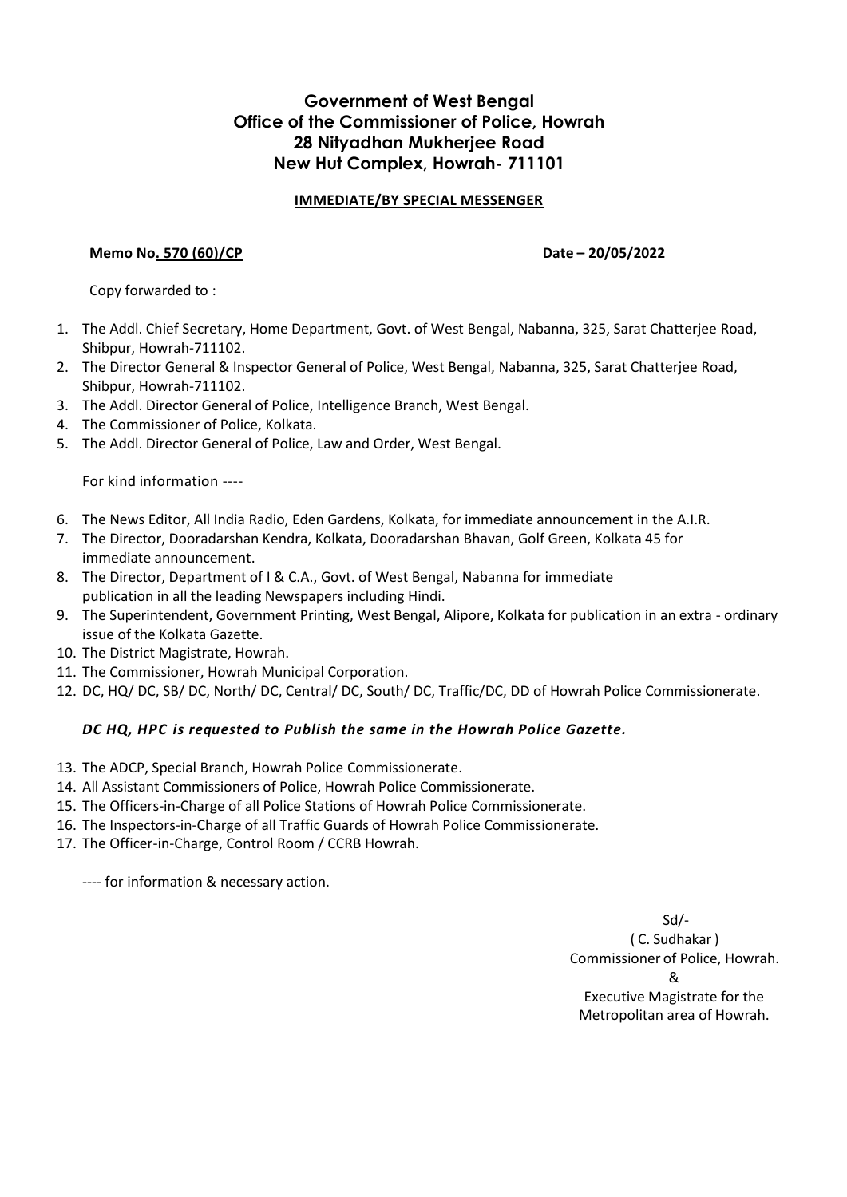## Government of West Bengal
## Office of the Commissioner of Police, Howrah
## 28 Nityadhan Mukherjee Road
## New Hut Complex, Howrah- 711101

**IMMEDIATE/BY SPECIAL MESSENGER**

**Memo No. 570 (60)/CP** **Date – 20/05/2022**

Copy forwarded to :

1. The Addl. Chief Secretary, Home Department, Govt. of West Bengal, Nabanna, 325, Sarat Chatterjee Road, Shibpur, Howrah-711102.
2. The Director General & Inspector General of Police, West Bengal, Nabanna, 325, Sarat Chatterjee Road, Shibpur, Howrah-711102.
3. The Addl. Director General of Police, Intelligence Branch, West Bengal.
4. The Commissioner of Police, Kolkata.
5. The Addl. Director General of Police, Law and Order, West Bengal.

For kind information ----

6. The News Editor, All India Radio, Eden Gardens, Kolkata, for immediate announcement in the A.I.R.
7. The Director, Dooradarshan Kendra, Kolkata, Dooradarshan Bhavan, Golf Green, Kolkata 45 for immediate announcement.
8. The Director, Department of I & C.A., Govt. of West Bengal, Nabanna for immediate publication in all the leading Newspapers including Hindi.
9. The Superintendent, Government Printing, West Bengal, Alipore, Kolkata for publication in an extra - ordinary issue of the Kolkata Gazette.
10. The District Magistrate, Howrah.
11. The Commissioner, Howrah Municipal Corporation.
12. DC, HQ/ DC, SB/ DC, North/ DC, Central/ DC, South/ DC, Traffic/DC, DD of Howrah Police Commissionerate.

***DC HQ, HPC is requested to Publish the same in the Howrah Police Gazette.***

13. The ADCP, Special Branch, Howrah Police Commissionerate.
14. All Assistant Commissioners of Police, Howrah Police Commissionerate.
15. The Officers-in-Charge of all Police Stations of Howrah Police Commissionerate.
16. The Inspectors-in-Charge of all Traffic Guards of Howrah Police Commissionerate.
17. The Officer-in-Charge, Control Room / CCRB Howrah.

---- for information & necessary action.

Sd/-
( C. Sudhakar )
Commissioner of Police, Howrah.
&
Executive Magistrate for the
Metropolitan area of Howrah.